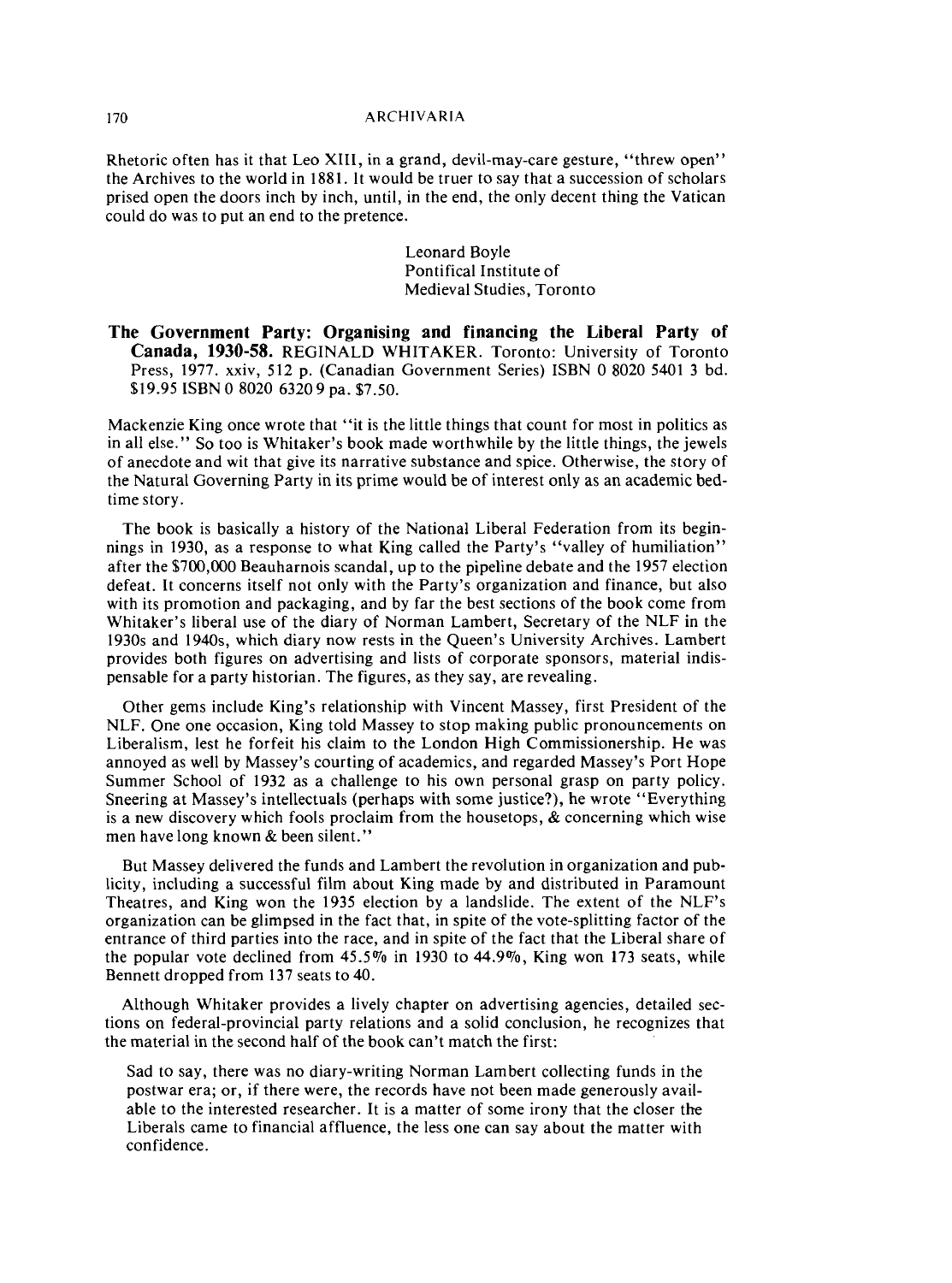Rhetoric often has it that Leo XIII, in a grand, devil-may-care gesture, "threw open" the Archives to the world in 1881. It would be truer to say that a succession of scholars prised open the doors inch by inch, until, in the end, the only decent thing the Vatican could do was to put an end to the pretence.

Leonard Boyle  
Pontifical Institute of  
Medieval Studies, Toronto

**The Government Party: Organising and financing the Liberal Party of Canada, 1930-58.** REGINALD WHITAKER. Toronto: University of Toronto Press, 1977. xxiv, 512 p. (Canadian Government Series) ISBN 0 8020 5401 3 bd. $19.95 ISBN 0 8020 6320 9 pa. $7.50.

Mackenzie King once wrote that "it is the little things that count for most in politics as in all else." So too is Whitaker's book made worthwhile by the little things, the jewels of anecdote and wit that give its narrative substance and spice. Otherwise, the story of the Natural Governing Party in its prime would be of interest only as an academic bedtime story.

The book is basically a history of the National Liberal Federation from its beginnings in 1930, as a response to what King called the Party's "valley of humiliation" after the $700,000 Beauharnois scandal, up to the pipeline debate and the 1957 election defeat. It concerns itself not only with the Party's organization and finance, but also with its promotion and packaging, and by far the best sections of the book come from Whitaker's liberal use of the diary of Norman Lambert, Secretary of the NLF in the 1930s and 1940s, which diary now rests in the Queen's University Archives. Lambert provides both figures on advertising and lists of corporate sponsors, material indispensable for a party historian. The figures, as they say, are revealing.

Other gems include King's relationship with Vincent Massey, first President of the NLF. One one occasion, King told Massey to stop making public pronouncements on Liberalism, lest he forfeit his claim to the London High Commissionership. He was annoyed as well by Massey's courting of academics, and regarded Massey's Port Hope Summer School of 1932 as a challenge to his own personal grasp on party policy. Sneering at Massey's intellectuals (perhaps with some justice?), he wrote "Everything is a new discovery which fools proclaim from the housetops, & concerning which wise men have long known & been silent."

But Massey delivered the funds and Lambert the revolution in organization and publicity, including a successful film about King made by and distributed in Paramount Theatres, and King won the 1935 election by a landslide. The extent of the NLF's organization can be glimpsed in the fact that, in spite of the vote-splitting factor of the entrance of third parties into the race, and in spite of the fact that the Liberal share of the popular vote declined from 45.5% in 1930 to 44.9%, King won 173 seats, while Bennett dropped from 137 seats to 40.

Although Whitaker provides a lively chapter on advertising agencies, detailed sections on federal-provincial party relations and a solid conclusion, he recognizes that the material in the second half of the book can't match the first:

> Sad to say, there was no diary-writing Norman Lambert collecting funds in the postwar era; or, if there were, the records have not been made generously available to the interested researcher. It is a matter of some irony that the closer the Liberals came to financial affluence, the less one can say about the matter with confidence.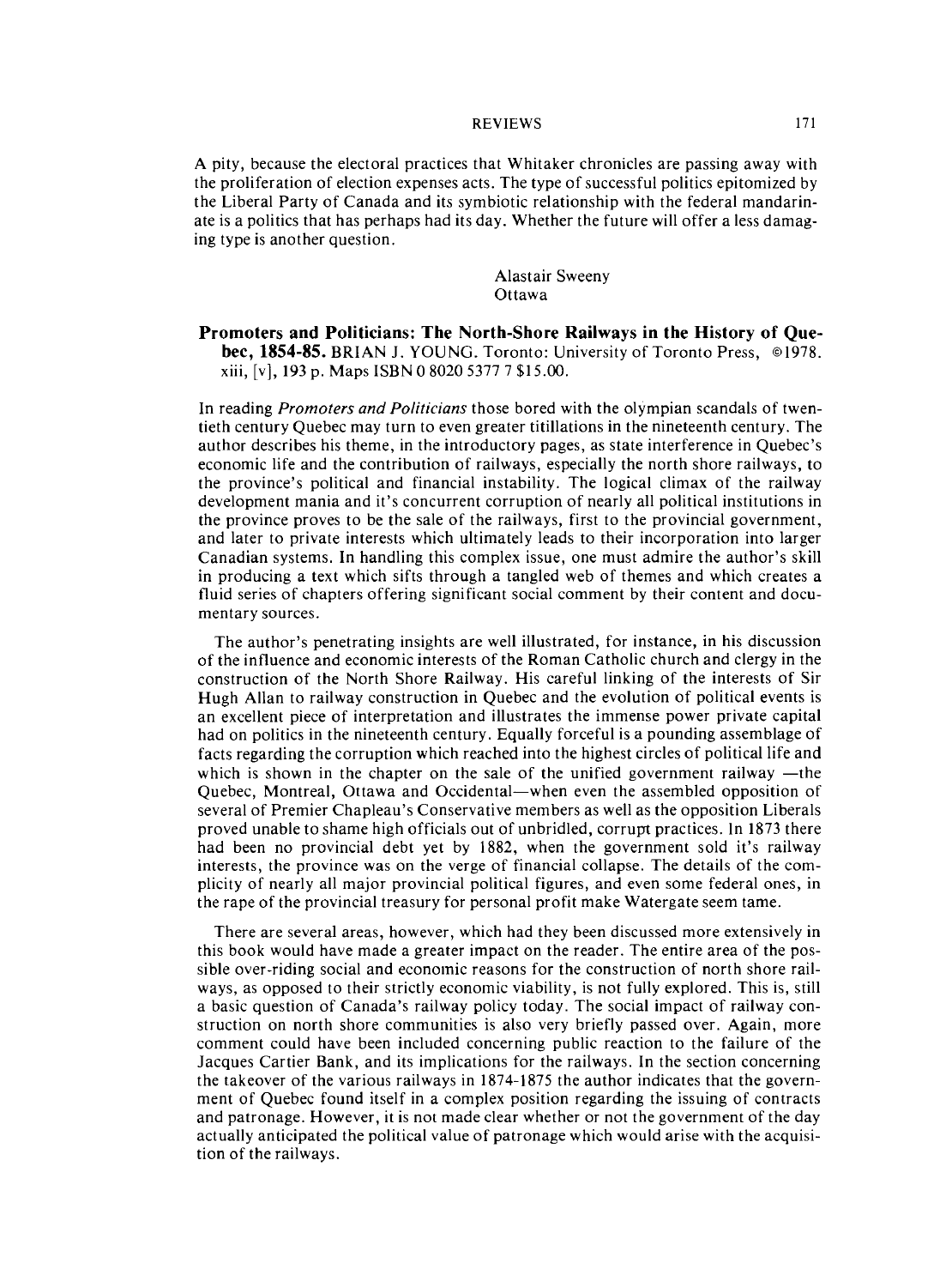A pity, because the electoral practices that Whitaker chronicles are passing away with the proliferation of election expenses acts. The type of successful politics epitomized by the Liberal Party of Canada and its symbiotic relationship with the federal mandarinate is a politics that has perhaps had its day. Whether the future will offer a less damaging type is another question.

Alastair Sweeny
Ottawa

**Promoters and Politicians: The North-Shore Railways in the History of Quebec, 1854-85.** BRIAN J. YOUNG. Toronto: University of Toronto Press, ©1978. xiii, [v], 193 p. Maps ISBN 0 8020 5377 7 $15.00.

In reading *Promoters and Politicians* those bored with the olympian scandals of twentieth century Quebec may turn to even greater titillations in the nineteenth century. The author describes his theme, in the introductory pages, as state interference in Quebec's economic life and the contribution of railways, especially the north shore railways, to the province's political and financial instability. The logical climax of the railway development mania and it's concurrent corruption of nearly all political institutions in the province proves to be the sale of the railways, first to the provincial government, and later to private interests which ultimately leads to their incorporation into larger Canadian systems. In handling this complex issue, one must admire the author's skill in producing a text which sifts through a tangled web of themes and which creates a fluid series of chapters offering significant social comment by their content and documentary sources.

The author's penetrating insights are well illustrated, for instance, in his discussion of the influence and economic interests of the Roman Catholic church and clergy in the construction of the North Shore Railway. His careful linking of the interests of Sir Hugh Allan to railway construction in Quebec and the evolution of political events is an excellent piece of interpretation and illustrates the immense power private capital had on politics in the nineteenth century. Equally forceful is a pounding assemblage of facts regarding the corruption which reached into the highest circles of political life and which is shown in the chapter on the sale of the unified government railway —the Quebec, Montreal, Ottawa and Occidental—when even the assembled opposition of several of Premier Chapleau's Conservative members as well as the opposition Liberals proved unable to shame high officials out of unbridled, corrupt practices. In 1873 there had been no provincial debt yet by 1882, when the government sold it's railway interests, the province was on the verge of financial collapse. The details of the complicity of nearly all major provincial political figures, and even some federal ones, in the rape of the provincial treasury for personal profit make Watergate seem tame.

There are several areas, however, which had they been discussed more extensively in this book would have made a greater impact on the reader. The entire area of the possible over-riding social and economic reasons for the construction of north shore railways, as opposed to their strictly economic viability, is not fully explored. This is, still a basic question of Canada's railway policy today. The social impact of railway construction on north shore communities is also very briefly passed over. Again, more comment could have been included concerning public reaction to the failure of the Jacques Cartier Bank, and its implications for the railways. In the section concerning the takeover of the various railways in 1874-1875 the author indicates that the government of Quebec found itself in a complex position regarding the issuing of contracts and patronage. However, it is not made clear whether or not the government of the day actually anticipated the political value of patronage which would arise with the acquisition of the railways.